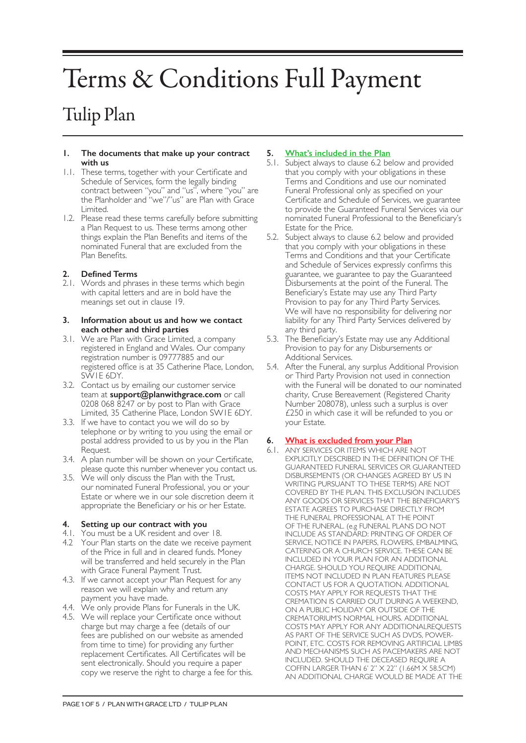# Terms & Conditions Full Payment

## Tulip Plan

**1. The documents that make up your contract with us**

1.1. These terms, together with your Certificate and Schedule of Services, form the legally binding contract between "you" and "us", where "you" are the Planholder and "we"/"us" are Plan with Grace Limited.

1.2. Please read these terms carefully before submitting a Plan Request to us. These terms among other things explain the Plan Benefits and items of the nominated Funeral that are excluded from the Plan Benefits.

**2. Defined Terms**

2.1. Words and phrases in these terms which begin with capital letters and are in bold have the meanings set out in clause 19.

**3. Information about us and how we contact each other and third parties**

3.1. We are Plan with Grace Limited, a company registered in England and Wales. Our company registration number is 09777885 and our registered office is at 35 Catherine Place, London, SW1E 6DY.

3.2. Contact us by emailing our customer service team at **support@planwithgrace.com** or call 0208 068 8247 or by post to Plan with Grace Limited, 35 Catherine Place, London SW1E 6DY.

3.3. If we have to contact you we will do so by telephone or by writing to you using the email or postal address provided to us by you in the Plan Request.

3.4. A plan number will be shown on your Certificate, please quote this number whenever you contact us.

3.5. We will only discuss the Plan with the Trust, our nominated Funeral Professional, you or your Estate or where we in our sole discretion deem it appropriate the Beneficiary or his or her Estate.

**4. Setting up our contract with you**

4.1. You must be a UK resident and over 18.

4.2 Your Plan starts on the date we receive payment of the Price in full and in cleared funds. Money will be transferred and held securely in the Plan with Grace Funeral Payment Trust.

4.3. If we cannot accept your Plan Request for any reason we will explain why and return any payment you have made.

4.4. We only provide Plans for Funerals in the UK.

4.5. We will replace your Certificate once without charge but may charge a fee (details of our fees are published on our website as amended from time to time) for providing any further replacement Certificates. All Certificates will be sent electronically. Should you require a paper copy we reserve the right to charge a fee for this.

**5. What's included in the Plan**

5.1. Subject always to clause 6.2 below and provided that you comply with your obligations in these Terms and Conditions and use our nominated Funeral Professional only as specified on your Certificate and Schedule of Services, we guarantee to provide the Guaranteed Funeral Services via our nominated Funeral Professional to the Beneficiary's Estate for the Price.

5.2. Subject always to clause 6.2 below and provided that you comply with your obligations in these Terms and Conditions and that your Certificate and Schedule of Services expressly confirms this guarantee, we guarantee to pay the Guaranteed Disbursements at the point of the Funeral. The Beneficiary's Estate may use any Third Party Provision to pay for any Third Party Services. We will have no responsibility for delivering nor liability for any Third Party Services delivered by any third party.

5.3. The Beneficiary's Estate may use any Additional Provision to pay for any Disbursements or Additional Services.

5.4. After the Funeral, any surplus Additional Provision or Third Party Provision not used in connection with the Funeral will be donated to our nominated charity, Cruse Bereavement (Registered Charity Number 208078), unless such a surplus is over £250 in which case it will be refunded to you or your Estate.

**6. What is excluded from your Plan**

6.1. ANY SERVICES OR ITEMS WHICH ARE NOT EXPLICITLY DESCRIBED IN THE DEFINITION OF THE GUARANTEED FUNERAL SERVICES OR GUARANTEED DISBURSEMENTS (OR CHANGES AGREED BY US IN WRITING PURSUANT TO THESE TERMS) ARE NOT COVERED BY THE PLAN. THIS EXCLUSION INCLUDES ANY GOODS OR SERVICES THAT THE BENEFICIARY'S ESTATE AGREES TO PURCHASE DIRECTLY FROM THE FUNERAL PROFESSIONAL AT THE POINT OF THE FUNERAL. (e.g FUNERAL PLANS DO NOT INCLUDE AS STANDARD: PRINTING OF ORDER OF SERVICE, NOTICE IN PAPERS, FLOWERS, EMBALMING, CATERING OR A CHURCH SERVICE. THESE CAN BE INCLUDED IN YOUR PLAN FOR AN ADDITIONAL CHARGE. SHOULD YOU REQUIRE ADDITIONAL ITEMS NOT INCLUDED IN PLAN FEATURES PLEASE CONTACT US FOR A QUOTATION. ADDITIONAL COSTS MAY APPLY FOR REQUESTS THAT THE CREMATION IS CARRIED OUT DURING A WEEKEND, ON A PUBLIC HOLIDAY OR OUTSIDE OF THE CREMATORIUM'S NORMAL HOURS. ADDITIONAL COSTS MAY APPLY FOR ANY ADDITIONALREQUESTS AS PART OF THE SERVICE SUCH AS DVDS, POWER-POINT, ETC. COSTS FOR REMOVING ARTIFICIAL LIMBS AND MECHANISMS SUCH AS PACEMAKERS ARE NOT INCLUDED. SHOULD THE DECEASED REQUIRE A COFFIN LARGER THAN 6' 2" X 22" (1.66M X 58.5CM) AN ADDITIONAL CHARGE WOULD BE MADE AT THE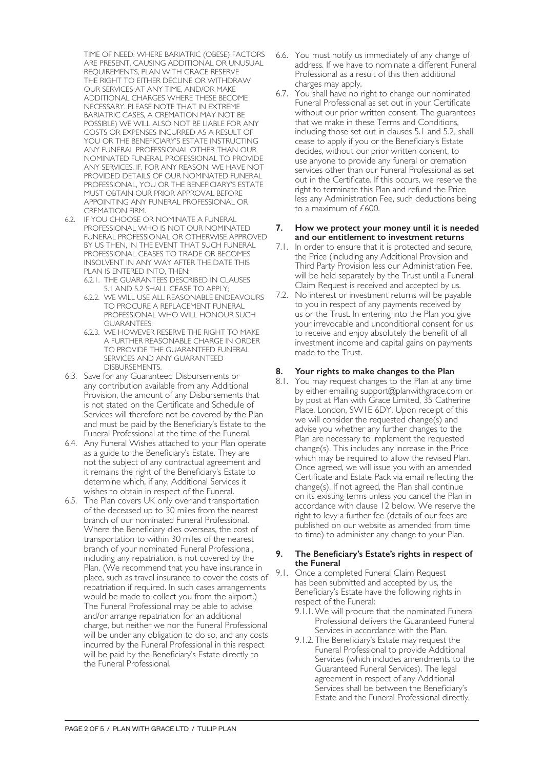TIME OF NEED. WHERE BARIATRIC (OBESE) FACTORS ARE PRESENT, CAUSING ADDITIONAL OR UNUSUAL REQUIREMENTS, PLAN WITH GRACE RESERVE THE RIGHT TO EITHER DECLINE OR WITHDRAW OUR SERVICES AT ANY TIME, AND/OR MAKE ADDITIONAL CHARGES WHERE THESE BECOME NECESSARY. PLEASE NOTE THAT IN EXTREME BARIATRIC CASES, A CREMATION MAY NOT BE POSSIBLE) WE WILL ALSO NOT BE LIABLE FOR ANY COSTS OR EXPENSES INCURRED AS A RESULT OF YOU OR THE BENEFICIARY'S ESTATE INSTRUCTING ANY FUNERAL PROFESSIONAL OTHER THAN OUR NOMINATED FUNERAL PROFESSIONAL TO PROVIDE ANY SERVICES. IF, FOR ANY REASON, WE HAVE NOT PROVIDED DETAILS OF OUR NOMINATED FUNERAL PROFESSIONAL, YOU OR THE BENEFICIARY'S ESTATE MUST OBTAIN OUR PRIOR APPROVAL BEFORE APPOINTING ANY FUNERAL PROFESSIONAL OR CREMATION FIRM.

6.2. IF YOU CHOOSE OR NOMINATE A FUNERAL PROFESSIONAL WHO IS NOT OUR NOMINATED FUNERAL PROFESSIONAL OR OTHERWISE APPROVED BY US THEN, IN THE EVENT THAT SUCH FUNERAL PROFESSIONAL CEASES TO TRADE OR BECOMES INSOLVENT IN ANY WAY AFTER THE DATE THIS PLAN IS ENTERED INTO, THEN:
  - 6.2.1. THE GUARANTEES DESCRIBED IN CLAUSES 5.1 AND 5.2 SHALL CEASE TO APPLY;
  - 6.2.2. WE WILL USE ALL REASONABLE ENDEAVOURS TO PROCURE A REPLACEMENT FUNERAL PROFESSIONAL WHO WILL HONOUR SUCH GUARANTEES;
  - 6.2.3. WE HOWEVER RESERVE THE RIGHT TO MAKE A FURTHER REASONABLE CHARGE IN ORDER TO PROVIDE THE GUARANTEED FUNERAL SERVICES AND ANY GUARANTEED DISBURSEMENTS.

6.3. Save for any Guaranteed Disbursements or any contribution available from any Additional Provision, the amount of any Disbursements that is not stated on the Certificate and Schedule of Services will therefore not be covered by the Plan and must be paid by the Beneficiary's Estate to the Funeral Professional at the time of the Funeral.

6.4. Any Funeral Wishes attached to your Plan operate as a guide to the Beneficiary's Estate. They are not the subject of any contractual agreement and it remains the right of the Beneficiary's Estate to determine which, if any, Additional Services it wishes to obtain in respect of the Funeral.

6.5. The Plan covers UK only overland transportation of the deceased up to 30 miles from the nearest branch of our nominated Funeral Professional. Where the Beneficiary dies overseas, the cost of transportation to within 30 miles of the nearest branch of your nominated Funeral Professiona , including any repatriation, is not covered by the Plan. (We recommend that you have insurance in place, such as travel insurance to cover the costs of repatriation if required. In such cases arrangements would be made to collect you from the airport.) The Funeral Professional may be able to advise and/or arrange repatriation for an additional charge, but neither we nor the Funeral Professional will be under any obligation to do so, and any costs incurred by the Funeral Professional in this respect will be paid by the Beneficiary's Estate directly to the Funeral Professional.

6.6. You must notify us immediately of any change of address. If we have to nominate a different Funeral Professional as a result of this then additional charges may apply.

6.7. You shall have no right to change our nominated Funeral Professional as set out in your Certificate without our prior written consent. The guarantees that we make in these Terms and Conditions, including those set out in clauses 5.1 and 5.2, shall cease to apply if you or the Beneficiary's Estate decides, without our prior written consent, to use anyone to provide any funeral or cremation services other than our Funeral Professional as set out in the Certificate. If this occurs, we reserve the right to terminate this Plan and refund the Price less any Administration Fee, such deductions being to a maximum of £600.

## 7. How we protect your money until it is needed and our entitlement to investment returns

7.1. In order to ensure that it is protected and secure, the Price (including any Additional Provision and Third Party Provision less our Administration Fee, will be held separately by the Trust until a Funeral Claim Request is received and accepted by us.

7.2. No interest or investment returns will be payable to you in respect of any payments received by us or the Trust. In entering into the Plan you give your irrevocable and unconditional consent for us to receive and enjoy absolutely the benefit of all investment income and capital gains on payments made to the Trust.

## 8. Your rights to make changes to the Plan

8.1. You may request changes to the Plan at any time by either emailing support@planwithgrace.com or by post at Plan with Grace Limited, 35 Catherine Place, London, SW1E 6DY. Upon receipt of this we will consider the requested change(s) and advise you whether any further changes to the Plan are necessary to implement the requested change(s). This includes any increase in the Price which may be required to allow the revised Plan. Once agreed, we will issue you with an amended Certificate and Estate Pack via email reflecting the change(s). If not agreed, the Plan shall continue on its existing terms unless you cancel the Plan in accordance with clause 12 below. We reserve the right to levy a further fee (details of our fees are published on our website as amended from time to time) to administer any change to your Plan.

## 9. The Beneficiary's Estate's rights in respect of the Funeral

9.1. Once a completed Funeral Claim Request has been submitted and accepted by us, the Beneficiary's Estate have the following rights in respect of the Funeral:
  - 9.1.1. We will procure that the nominated Funeral Professional delivers the Guaranteed Funeral Services in accordance with the Plan.
  - 9.1.2. The Beneficiary's Estate may request the Funeral Professional to provide Additional Services (which includes amendments to the Guaranteed Funeral Services). The legal agreement in respect of any Additional Services shall be between the Beneficiary's Estate and the Funeral Professional directly.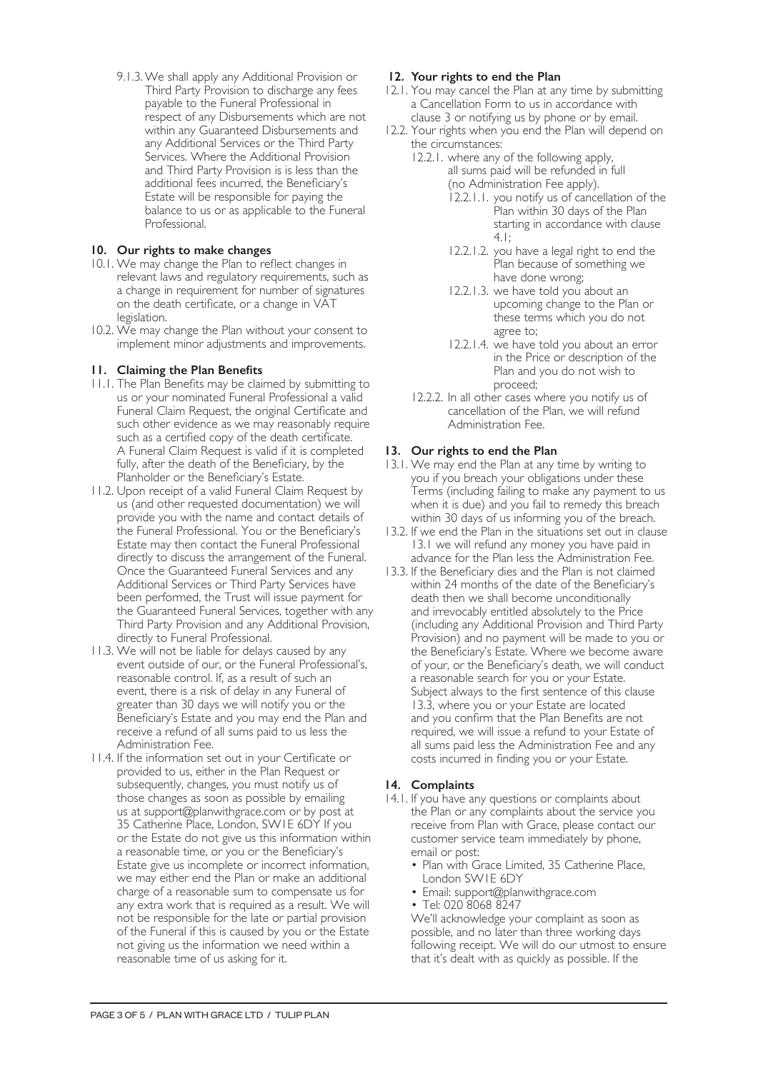9.1.3. We shall apply any Additional Provision or Third Party Provision to discharge any fees payable to the Funeral Professional in respect of any Disbursements which are not within any Guaranteed Disbursements and any Additional Services or the Third Party Services. Where the Additional Provision and Third Party Provision is is less than the additional fees incurred, the Beneficiary's Estate will be responsible for paying the balance to us or as applicable to the Funeral Professional.

## 10. Our rights to make changes

10.1. We may change the Plan to reflect changes in relevant laws and regulatory requirements, such as a change in requirement for number of signatures on the death certificate, or a change in VAT legislation.

10.2. We may change the Plan without your consent to implement minor adjustments and improvements.

## 11. Claiming the Plan Benefits

11.1. The Plan Benefits may be claimed by submitting to us or your nominated Funeral Professional a valid Funeral Claim Request, the original Certificate and such other evidence as we may reasonably require such as a certified copy of the death certificate. A Funeral Claim Request is valid if it is completed fully, after the death of the Beneficiary, by the Planholder or the Beneficiary's Estate.

11.2. Upon receipt of a valid Funeral Claim Request by us (and other requested documentation) we will provide you with the name and contact details of the Funeral Professional. You or the Beneficiary's Estate may then contact the Funeral Professional directly to discuss the arrangement of the Funeral. Once the Guaranteed Funeral Services and any Additional Services or Third Party Services have been performed, the Trust will issue payment for the Guaranteed Funeral Services, together with any Third Party Provision and any Additional Provision, directly to Funeral Professional.

11.3. We will not be liable for delays caused by any event outside of our, or the Funeral Professional's, reasonable control. If, as a result of such an event, there is a risk of delay in any Funeral of greater than 30 days we will notify you or the Beneficiary's Estate and you may end the Plan and receive a refund of all sums paid to us less the Administration Fee.

11.4. If the information set out in your Certificate or provided to us, either in the Plan Request or subsequently, changes, you must notify us of those changes as soon as possible by emailing us at support@planwithgrace.com or by post at 35 Catherine Place, London, SW1E 6DY If you or the Estate do not give us this information within a reasonable time, or you or the Beneficiary's Estate give us incomplete or incorrect information, we may either end the Plan or make an additional charge of a reasonable sum to compensate us for any extra work that is required as a result. We will not be responsible for the late or partial provision of the Funeral if this is caused by you or the Estate not giving us the information we need within a reasonable time of us asking for it.

## 12. Your rights to end the Plan

12.1. You may cancel the Plan at any time by submitting a Cancellation Form to us in accordance with clause 3 or notifying us by phone or by email.

12.2. Your rights when you end the Plan will depend on the circumstances:

12.2.1. where any of the following apply, all sums paid will be refunded in full (no Administration Fee apply).

12.2.1.1. you notify us of cancellation of the Plan within 30 days of the Plan starting in accordance with clause 4.1;

12.2.1.2. you have a legal right to end the Plan because of something we have done wrong;

12.2.1.3. we have told you about an upcoming change to the Plan or these terms which you do not agree to;

12.2.1.4. we have told you about an error in the Price or description of the Plan and you do not wish to proceed;

12.2.2. In all other cases where you notify us of cancellation of the Plan, we will refund Administration Fee.

## 13. Our rights to end the Plan

13.1. We may end the Plan at any time by writing to you if you breach your obligations under these Terms (including failing to make any payment to us when it is due) and you fail to remedy this breach within 30 days of us informing you of the breach.

13.2. If we end the Plan in the situations set out in clause 13.1 we will refund any money you have paid in advance for the Plan less the Administration Fee.

13.3. If the Beneficiary dies and the Plan is not claimed within 24 months of the date of the Beneficiary's death then we shall become unconditionally and irrevocably entitled absolutely to the Price (including any Additional Provision and Third Party Provision) and no payment will be made to you or the Beneficiary's Estate. Where we become aware of your, or the Beneficiary's death, we will conduct a reasonable search for you or your Estate. Subject always to the first sentence of this clause 13.3, where you or your Estate are located and you confirm that the Plan Benefits are not required, we will issue a refund to your Estate of all sums paid less the Administration Fee and any costs incurred in finding you or your Estate.

## 14. Complaints

14.1. If you have any questions or complaints about the Plan or any complaints about the service you receive from Plan with Grace, please contact our customer service team immediately by phone, email or post:

- Plan with Grace Limited, 35 Catherine Place, London SW1E 6DY
- Email: support@planwithgrace.com
- Tel: 020 8068 8247

We'll acknowledge your complaint as soon as possible, and no later than three working days following receipt. We will do our utmost to ensure that it's dealt with as quickly as possible. If the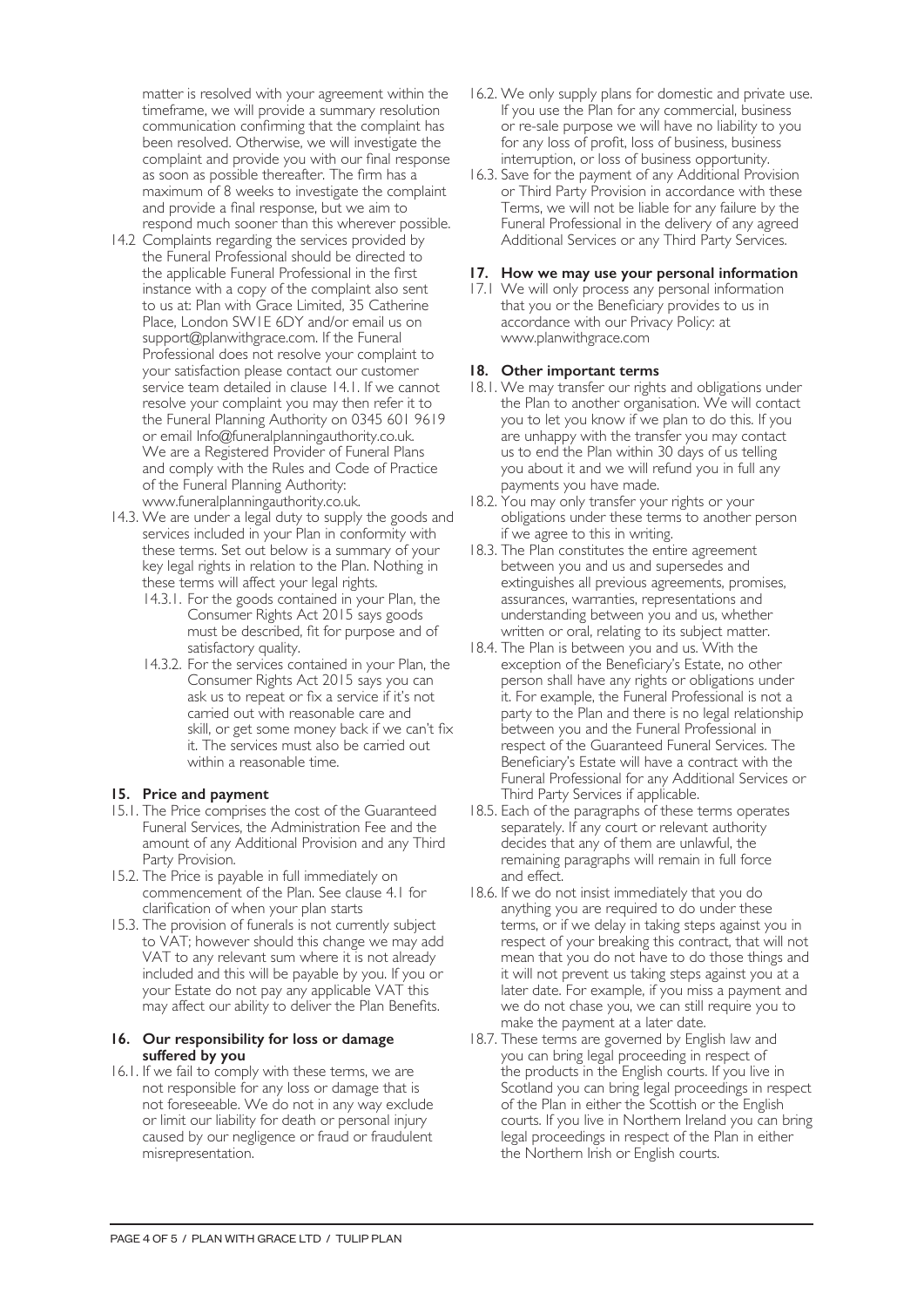matter is resolved with your agreement within the timeframe, we will provide a summary resolution communication confirming that the complaint has been resolved. Otherwise, we will investigate the complaint and provide you with our final response as soon as possible thereafter. The firm has a maximum of 8 weeks to investigate the complaint and provide a final response, but we aim to respond much sooner than this wherever possible.

14.2 Complaints regarding the services provided by the Funeral Professional should be directed to the applicable Funeral Professional in the first instance with a copy of the complaint also sent to us at: Plan with Grace Limited, 35 Catherine Place, London SW1E 6DY and/or email us on support@planwithgrace.com. If the Funeral Professional does not resolve your complaint to your satisfaction please contact our customer service team detailed in clause 14.1. If we cannot resolve your complaint you may then refer it to the Funeral Planning Authority on 0345 601 9619 or email Info@funeralplanningauthority.co.uk. We are a Registered Provider of Funeral Plans and comply with the Rules and Code of Practice of the Funeral Planning Authority: www.funeralplanningauthority.co.uk.

14.3. We are under a legal duty to supply the goods and services included in your Plan in conformity with these terms. Set out below is a summary of your key legal rights in relation to the Plan. Nothing in these terms will affect your legal rights.

- 14.3.1. For the goods contained in your Plan, the Consumer Rights Act 2015 says goods must be described, fit for purpose and of satisfactory quality.
- 14.3.2. For the services contained in your Plan, the Consumer Rights Act 2015 says you can ask us to repeat or fix a service if it's not carried out with reasonable care and skill, or get some money back if we can't fix it. The services must also be carried out within a reasonable time.

## 15. Price and payment

15.1. The Price comprises the cost of the Guaranteed Funeral Services, the Administration Fee and the amount of any Additional Provision and any Third Party Provision.

15.2. The Price is payable in full immediately on commencement of the Plan. See clause 4.1 for clarification of when your plan starts

15.3. The provision of funerals is not currently subject to VAT; however should this change we may add VAT to any relevant sum where it is not already included and this will be payable by you. If you or your Estate do not pay any applicable VAT this may affect our ability to deliver the Plan Benefits.

## 16. Our responsibility for loss or damage suffered by you

16.1. If we fail to comply with these terms, we are not responsible for any loss or damage that is not foreseeable. We do not in any way exclude or limit our liability for death or personal injury caused by our negligence or fraud or fraudulent misrepresentation.

16.2. We only supply plans for domestic and private use. If you use the Plan for any commercial, business or re-sale purpose we will have no liability to you for any loss of profit, loss of business, business interruption, or loss of business opportunity.

16.3. Save for the payment of any Additional Provision or Third Party Provision in accordance with these Terms, we will not be liable for any failure by the Funeral Professional in the delivery of any agreed Additional Services or any Third Party Services.

## 17. How we may use your personal information

17.1 We will only process any personal information that you or the Beneficiary provides to us in accordance with our Privacy Policy: at www.planwithgrace.com

## 18. Other important terms

18.1. We may transfer our rights and obligations under the Plan to another organisation. We will contact you to let you know if we plan to do this. If you are unhappy with the transfer you may contact us to end the Plan within 30 days of us telling you about it and we will refund you in full any payments you have made.

18.2. You may only transfer your rights or your obligations under these terms to another person if we agree to this in writing.

18.3. The Plan constitutes the entire agreement between you and us and supersedes and extinguishes all previous agreements, promises, assurances, warranties, representations and understanding between you and us, whether written or oral, relating to its subject matter.

18.4. The Plan is between you and us. With the exception of the Beneficiary's Estate, no other person shall have any rights or obligations under it. For example, the Funeral Professional is not a party to the Plan and there is no legal relationship between you and the Funeral Professional in respect of the Guaranteed Funeral Services. The Beneficiary's Estate will have a contract with the Funeral Professional for any Additional Services or Third Party Services if applicable.

18.5. Each of the paragraphs of these terms operates separately. If any court or relevant authority decides that any of them are unlawful, the remaining paragraphs will remain in full force and effect.

18.6. If we do not insist immediately that you do anything you are required to do under these terms, or if we delay in taking steps against you in respect of your breaking this contract, that will not mean that you do not have to do those things and it will not prevent us taking steps against you at a later date. For example, if you miss a payment and we do not chase you, we can still require you to make the payment at a later date.

18.7. These terms are governed by English law and you can bring legal proceeding in respect of the products in the English courts. If you live in Scotland you can bring legal proceedings in respect of the Plan in either the Scottish or the English courts. If you live in Northern Ireland you can bring legal proceedings in respect of the Plan in either the Northern Irish or English courts.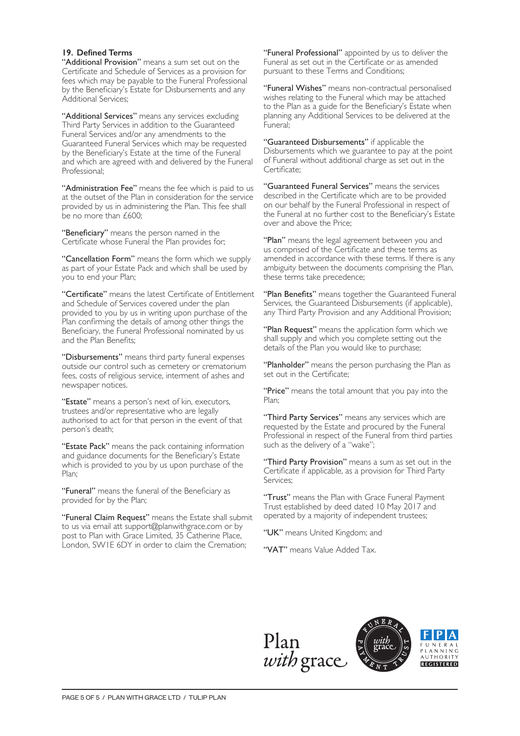## 19. Defined Terms

**"Additional Provision"** means a sum set out on the Certificate and Schedule of Services as a provision for fees which may be payable to the Funeral Professional by the Beneficiary's Estate for Disbursements and any Additional Services;

**"Additional Services"** means any services excluding Third Party Services in addition to the Guaranteed Funeral Services and/or any amendments to the Guaranteed Funeral Services which may be requested by the Beneficiary's Estate at the time of the Funeral and which are agreed with and delivered by the Funeral Professional;

**"Administration Fee"** means the fee which is paid to us at the outset of the Plan in consideration for the service provided by us in administering the Plan. This fee shall be no more than £600;

**"Beneficiary"** means the person named in the Certificate whose Funeral the Plan provides for;

**"Cancellation Form"** means the form which we supply as part of your Estate Pack and which shall be used by you to end your Plan;

**"Certificate"** means the latest Certificate of Entitlement and Schedule of Services covered under the plan provided to you by us in writing upon purchase of the Plan confirming the details of among other things the Beneficiary, the Funeral Professional nominated by us and the Plan Benefits;

**"Disbursements"** means third party funeral expenses outside our control such as cemetery or crematorium fees, costs of religious service, interment of ashes and newspaper notices.

**"Estate"** means a person's next of kin, executors, trustees and/or representative who are legally authorised to act for that person in the event of that person's death;

**"Estate Pack"** means the pack containing information and guidance documents for the Beneficiary's Estate which is provided to you by us upon purchase of the Plan;

**"Funeral"** means the funeral of the Beneficiary as provided for by the Plan;

**"Funeral Claim Request"** means the Estate shall submit to us via email att support@planwithgrace.com or by post to Plan with Grace Limited, 35 Catherine Place, London, SW1E 6DY in order to claim the Cremation;

**"Funeral Professional"** appointed by us to deliver the Funeral as set out in the Certificate or as amended pursuant to these Terms and Conditions;

**"Funeral Wishes"** means non-contractual personalised wishes relating to the Funeral which may be attached to the Plan as a guide for the Beneficiary's Estate when planning any Additional Services to be delivered at the Funeral;

**"Guaranteed Disbursements"** if applicable the Disbursements which we guarantee to pay at the point of Funeral without additional charge as set out in the Certificate;

**"Guaranteed Funeral Services"** means the services described in the Certificate which are to be provided on our behalf by the Funeral Professional in respect of the Funeral at no further cost to the Beneficiary's Estate over and above the Price;

**"Plan"** means the legal agreement between you and us comprised of the Certificate and these terms as amended in accordance with these terms. If there is any ambiguity between the documents comprising the Plan, these terms take precedence;

**"Plan Benefits"** means together the Guaranteed Funeral Services, the Guaranteed Disbursements (if applicable), any Third Party Provision and any Additional Provision;

**"Plan Request"** means the application form which we shall supply and which you complete setting out the details of the Plan you would like to purchase;

**"Planholder"** means the person purchasing the Plan as set out in the Certificate;

**"Price"** means the total amount that you pay into the Plan;

**"Third Party Services"** means any services which are requested by the Estate and procured by the Funeral Professional in respect of the Funeral from third parties such as the delivery of a "wake";

**"Third Party Provision"** means a sum as set out in the Certificate if applicable, as a provision for Third Party Services;

**"Trust"** means the Plan with Grace Funeral Payment Trust established by deed dated 10 May 2017 and operated by a majority of independent trustees;

**"UK"** means United Kingdom; and

**"VAT"** means Value Added Tax.

Plan *with* grace

Funeral Payment Trust with grace

FPA Funeral Planning Authority REGISTERED